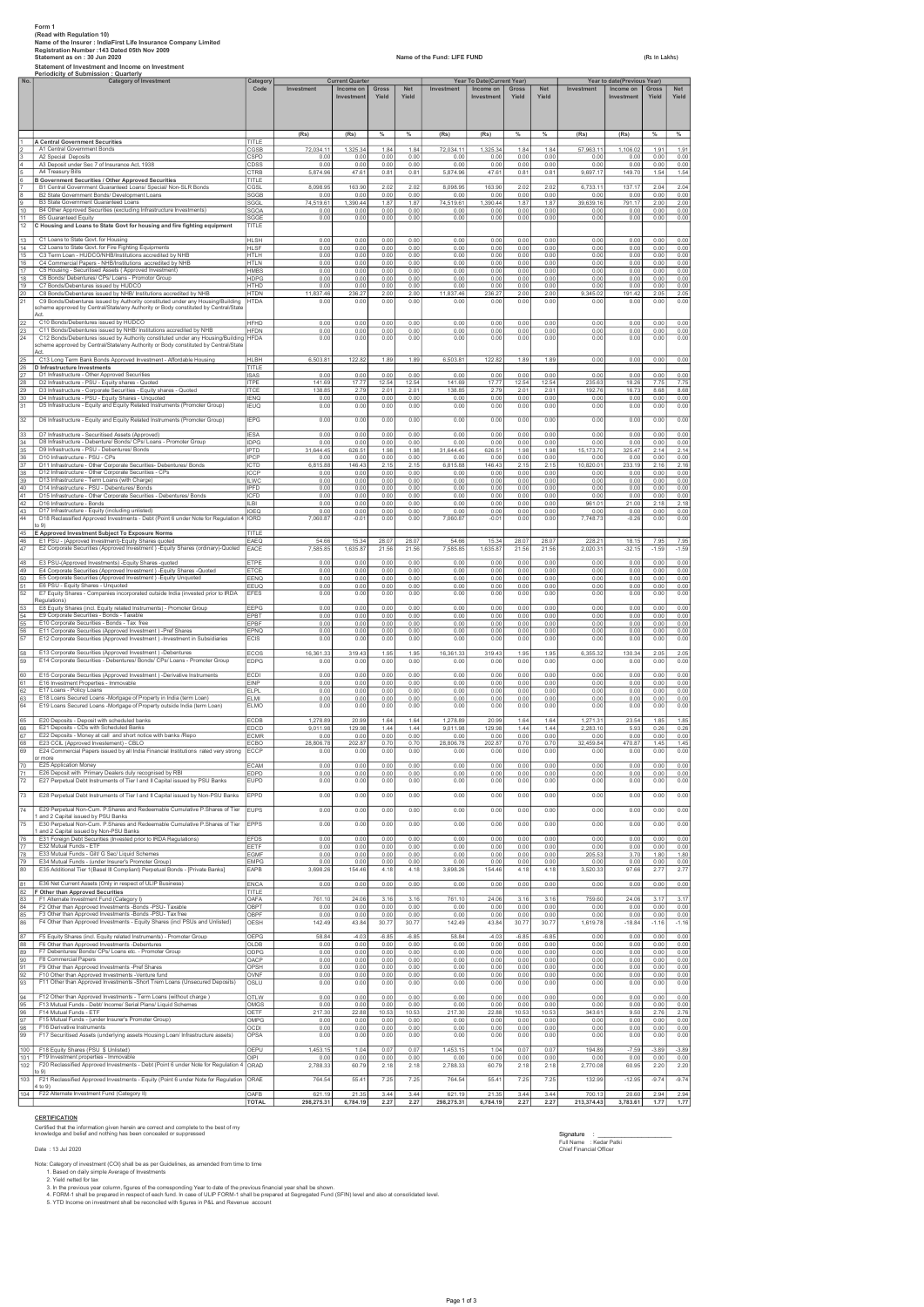**Form 1**
**(Read with Regulation 10)**
**Name of the Insurer : IndiaFirst Life Insurance Company Limited**
**Registration Number :143 Dated 05th Nov 2009**
**Statement as on : 30 Jun 2020**

**Name of the Fund: LIFE FUND**

**(Rs In Lakhs)**

**Statement of Investment and Income on Investment**
**Periodicity of Submission : Quarterly**

| No. | Category of Investment | Category Code | Current Quarter | | | | Year To Date(Current Year) | | | | Year to date(Previous Year) | | | |
|---|---|---|---|---|---|---|---|---|---|---|---|---|---|---|
| | | | Investment | Income on Investment | Gross Yield | Net Yield | Investment | Income on Investment | Gross Yield | Net Yield | Investment | Income on Investment | Gross Yield | Net Yield |
| | | | (Rs) | (Rs) | % | % | (Rs) | (Rs) | % | % | (Rs) | (Rs) | % | % |
| 1 | A Central Government Securities | TITLE | | | | | | | | | | | | |
| 2 | A1 Central Government Bonds | CGSB | 72,034.11 | 1,325.34 | 1.84 | 1.84 | 72,034.11 | 1,325.34 | 1.84 | 1.84 | 57,963.11 | 1,106.02 | 1.91 | 1.91 |
| 3 | A2 Special Deposits | CSPD | 0.00 | 0.00 | 0.00 | 0.00 | 0.00 | 0.00 | 0.00 | 0.00 | 0.00 | 0.00 | 0.00 | 0.00 |
| 4 | A3 Deposit under Sec 7 of Insurance Act, 1938 | CDSS | 0.00 | 0.00 | 0.00 | 0.00 | 0.00 | 0.00 | 0.00 | 0.00 | 0.00 | 0.00 | 0.00 | 0.00 |
| 5 | A4 Treasury Bills | CTRB | 5,874.96 | 47.61 | 0.81 | 0.81 | 5,874.96 | 47.61 | 0.81 | 0.81 | 9,697.17 | 149.70 | 1.54 | 1.54 |
| 6 | B Government Securities / Other Approved Securities | TITLE | | | | | | | | | | | | |
| 7 | B1 Central Government Guaranteed Loans/ Special/ Non-SLR Bonds | CGSL | 8,098.95 | 163.90 | 2.02 | 2.02 | 8,098.95 | 163.90 | 2.02 | 2.02 | 6,733.11 | 137.17 | 2.04 | 2.04 |
| 8 | B2 State Government Bonds/ Development Loans | SGGB | 0.00 | 0.00 | 0.00 | 0.00 | 0.00 | 0.00 | 0.00 | 0.00 | 0.00 | 0.00 | 0.00 | 0.00 |
| 9 | B3 State Government Guaranteed Loans | SGGL | 74,519.61 | 1,390.44 | 1.87 | 1.87 | 74,519.61 | 1,390.44 | 1.87 | 1.87 | 39,639.16 | 791.17 | 2.00 | 2.00 |
| 10 | B4 Other Approved Securities (excluding Infrastructure Investments) | SGOA | 0.00 | 0.00 | 0.00 | 0.00 | 0.00 | 0.00 | 0.00 | 0.00 | 0.00 | 0.00 | 0.00 | 0.00 |
| 11 | B5 Guaranteed Equity | SGGE | 0.00 | 0.00 | 0.00 | 0.00 | 0.00 | 0.00 | 0.00 | 0.00 | 0.00 | 0.00 | 0.00 | 0.00 |
| 12 | C Housing and Loans to State Govt for housing and fire fighting equipment | TITLE | | | | | | | | | | | | |
| 13 | C1 Loans to State Govt. for Housing | HLSH | 0.00 | 0.00 | 0.00 | 0.00 | 0.00 | 0.00 | 0.00 | 0.00 | 0.00 | 0.00 | 0.00 | 0.00 |
| 14 | C2 Loans to State Govt. for Fire Fighting Equipments | HLSF | 0.00 | 0.00 | 0.00 | 0.00 | 0.00 | 0.00 | 0.00 | 0.00 | 0.00 | 0.00 | 0.00 | 0.00 |
| 15 | C3 Term Loan - HUDCO/NHB/Institutions accredited by NHB | HTLH | 0.00 | 0.00 | 0.00 | 0.00 | 0.00 | 0.00 | 0.00 | 0.00 | 0.00 | 0.00 | 0.00 | 0.00 |
| 16 | C4 Commercial Papers - NHB/Institutions accredited by NHB | HTLN | 0.00 | 0.00 | 0.00 | 0.00 | 0.00 | 0.00 | 0.00 | 0.00 | 0.00 | 0.00 | 0.00 | 0.00 |
| 17 | C5 Housing - Securitised Assets ( Approved Investment) | HMBS | 0.00 | 0.00 | 0.00 | 0.00 | 0.00 | 0.00 | 0.00 | 0.00 | 0.00 | 0.00 | 0.00 | 0.00 |
| 18 | C6 Bonds/ Debentures/ CPs/ Loans - Promoter Group | HDPG | 0.00 | 0.00 | 0.00 | 0.00 | 0.00 | 0.00 | 0.00 | 0.00 | 0.00 | 0.00 | 0.00 | 0.00 |
| 19 | C7 Bonds/Debentures issued by HUDCO | HTHD | 0.00 | 0.00 | 0.00 | 0.00 | 0.00 | 0.00 | 0.00 | 0.00 | 0.00 | 0.00 | 0.00 | 0.00 |
| 20 | C8 Bonds/Debentures issued by NHB/ Institutions accredited by NHB | HTDN | 11,837.46 | 236.27 | 2.00 | 2.00 | 11,837.46 | 236.27 | 2.00 | 2.00 | 9,345.02 | 191.42 | 2.05 | 2.05 |
| 21 | C9 Bonds/Debentures issued by Authority constituted under any Housing/Building scheme approved by Central/State/any Authority or Body constituted by Central/State Act. | HTDA | 0.00 | 0.00 | 0.00 | 0.00 | 0.00 | 0.00 | 0.00 | 0.00 | 0.00 | 0.00 | 0.00 | 0.00 |
| 22 | C10 Bonds/Debentures issued by HUDCO | HFHD | 0.00 | 0.00 | 0.00 | 0.00 | 0.00 | 0.00 | 0.00 | 0.00 | 0.00 | 0.00 | 0.00 | 0.00 |
| 23 | C11 Bonds/Debentures issued by NHB/ Institutions accredited by NHB | HFDN | 0.00 | 0.00 | 0.00 | 0.00 | 0.00 | 0.00 | 0.00 | 0.00 | 0.00 | 0.00 | 0.00 | 0.00 |
| 24 | C12 Bonds/Debentures issued by Authority constituted under any Housing/Building scheme approved by Central/State/any Authority or Body constituted by Central/State Act. | HFDA | 0.00 | 0.00 | 0.00 | 0.00 | 0.00 | 0.00 | 0.00 | 0.00 | 0.00 | 0.00 | 0.00 | 0.00 |
| 25 | C13 Long Term Bank Bonds Approved Investment - Affordable Housing | HLBH | 6,503.81 | 122.82 | 1.89 | 1.89 | 6,503.81 | 122.82 | 1.89 | 1.89 | 0.00 | 0.00 | 0.00 | 0.00 |
| 26 | D Infrastructure Investments | TITLE | | | | | | | | | | | | |
| 27 | D1 Infrastructure - Other Approved Securities | ISAS | 0.00 | 0.00 | 0.00 | 0.00 | 0.00 | 0.00 | 0.00 | 0.00 | 0.00 | 0.00 | 0.00 | 0.00 |
| 28 | D2 Infrastructure - PSU - Equity shares - Quoted | ITPE | 141.69 | 17.77 | 12.54 | 12.54 | 141.69 | 17.77 | 12.54 | 12.54 | 235.63 | 18.26 | 7.75 | 7.75 |
| 29 | D3 Infrastructure - Corporate Securities - Equity shares - Quoted | ITCE | 138.85 | 2.79 | 2.01 | 2.01 | 138.85 | 2.79 | 2.01 | 2.01 | 192.76 | 16.73 | 8.68 | 8.68 |
| 30 | D4 Infrastructure - PSU - Equity Shares - Unquoted | IENQ | 0.00 | 0.00 | 0.00 | 0.00 | 0.00 | 0.00 | 0.00 | 0.00 | 0.00 | 0.00 | 0.00 | 0.00 |
| 31 | D5 Infrastructure - Equity and Equity Related Instruments (Promoter Group) | IEUQ | 0.00 | 0.00 | 0.00 | 0.00 | 0.00 | 0.00 | 0.00 | 0.00 | 0.00 | 0.00 | 0.00 | 0.00 |
| 32 | D6 Infrastructure - Equity and Equity Related Instruments (Promoter Group) | IEPG | 0.00 | 0.00 | 0.00 | 0.00 | 0.00 | 0.00 | 0.00 | 0.00 | 0.00 | 0.00 | 0.00 | 0.00 |
| 33 | D7 Infrastructure - Securitised Assets (Approved) | IESA | 0.00 | 0.00 | 0.00 | 0.00 | 0.00 | 0.00 | 0.00 | 0.00 | 0.00 | 0.00 | 0.00 | 0.00 |
| 34 | D8 Infrastructure - Debenture/ Bonds/ CPs/ Loans - Promoter Group | IDPG | 0.00 | 0.00 | 0.00 | 0.00 | 0.00 | 0.00 | 0.00 | 0.00 | 0.00 | 0.00 | 0.00 | 0.00 |
| 35 | D9 Infrastructure - PSU - Debentures/ Bonds | IPTD | 31,644.45 | 626.51 | 1.98 | 1.98 | 31,644.45 | 626.51 | 1.98 | 1.98 | 15,173.70 | 325.47 | 2.14 | 2.14 |
| 36 | D10 Infrastructure - PSU - CPs | IPCP | 0.00 | 0.00 | 0.00 | 0.00 | 0.00 | 0.00 | 0.00 | 0.00 | 0.00 | 0.00 | 0.00 | 0.00 |
| 37 | D11 Infrastructure - Other Corporate Securities- Debentures/ Bonds | ICTD | 6,815.88 | 146.43 | 2.15 | 2.15 | 6,815.88 | 146.43 | 2.15 | 2.15 | 10,820.01 | 233.19 | 2.16 | 2.16 |
| 38 | D12 Infrastructure - Other Corporate Securities - CPs | ICCP | 0.00 | 0.00 | 0.00 | 0.00 | 0.00 | 0.00 | 0.00 | 0.00 | 0.00 | 0.00 | 0.00 | 0.00 |
| 39 | D13 Infrastructure - Term Loans (with Charge) | ILWC | 0.00 | 0.00 | 0.00 | 0.00 | 0.00 | 0.00 | 0.00 | 0.00 | 0.00 | 0.00 | 0.00 | 0.00 |
| 40 | D14 Infrastructure - PSU - Debentures/ Bonds | IPFD | 0.00 | 0.00 | 0.00 | 0.00 | 0.00 | 0.00 | 0.00 | 0.00 | 0.00 | 0.00 | 0.00 | 0.00 |
| 41 | D15 Infrastructure - Other Corporate Securities - Debentures/ Bonds | ICFD | 0.00 | 0.00 | 0.00 | 0.00 | 0.00 | 0.00 | 0.00 | 0.00 | 0.00 | 0.00 | 0.00 | 0.00 |
| 42 | D16 Infrastructure - Bonds | ILBI | 0.00 | 0.00 | 0.00 | 0.00 | 0.00 | 0.00 | 0.00 | 0.00 | 961.01 | 21.00 | 2.18 | 2.18 |
| 43 | D17 Infrastructure - Equity (including unlisted) | IOEQ | 0.00 | 0.00 | 0.00 | 0.00 | 0.00 | 0.00 | 0.00 | 0.00 | 0.00 | 0.00 | 0.00 | 0.00 |
| 44 | D18 Reclassified Approved Investments - Debt (Point 6 under Note for Regulation 4 to 9) | IORD | 7,060.87 | -0.01 | 0.00 | 0.00 | 7,060.87 | -0.01 | 0.00 | 0.00 | 7,748.73 | -0.26 | 0.00 | 0.00 |
| 45 | E Approved Investment Subject To Exposure Norms | TITLE | | | | | | | | | | | | |
| 46 | E1 PSU - (Approved Investment)-Equity Shares quoted | EAEQ | 54.66 | 15.34 | 28.07 | 28.07 | 54.66 | 15.34 | 28.07 | 28.07 | 228.21 | 18.15 | 7.95 | 7.95 |
| 47 | E2 Corporate Securities (Approved Investment ) -Equity Shares (ordinary)-Quoted | EACE | 7,585.85 | 1,635.87 | 21.56 | 21.56 | 7,585.85 | 1,635.87 | 21.56 | 21.56 | 2,020.31 | -32.15 | -1.59 | -1.59 |
| 48 | E3 PSU-(Approved Investments) -Equity Shares -quoted | ETPE | 0.00 | 0.00 | 0.00 | 0.00 | 0.00 | 0.00 | 0.00 | 0.00 | 0.00 | 0.00 | 0.00 | 0.00 |
| 49 | E4 Corporate Securities (Approved Investment ) -Equity Shares -Quoted | ETCE | 0.00 | 0.00 | 0.00 | 0.00 | 0.00 | 0.00 | 0.00 | 0.00 | 0.00 | 0.00 | 0.00 | 0.00 |
| 50 | E5 Corporate Securities (Approved Investment ) -Equity Unquoted | EENQ | 0.00 | 0.00 | 0.00 | 0.00 | 0.00 | 0.00 | 0.00 | 0.00 | 0.00 | 0.00 | 0.00 | 0.00 |
| 51 | E6 PSU - Equity Shares - Unquoted | EEUQ | 0.00 | 0.00 | 0.00 | 0.00 | 0.00 | 0.00 | 0.00 | 0.00 | 0.00 | 0.00 | 0.00 | 0.00 |
| 52 | E7 Equity Shares - Companies incorporated outside India (invested prior to IRDA Regulations) | EFES | 0.00 | 0.00 | 0.00 | 0.00 | 0.00 | 0.00 | 0.00 | 0.00 | 0.00 | 0.00 | 0.00 | 0.00 |
| 53 | E8 Equity Shares (incl. Equity related Instruments) - Promoter Group | EEPG | 0.00 | 0.00 | 0.00 | 0.00 | 0.00 | 0.00 | 0.00 | 0.00 | 0.00 | 0.00 | 0.00 | 0.00 |
| 54 | E9 Corporate Securities - Bonds - Taxable | EPBT | 0.00 | 0.00 | 0.00 | 0.00 | 0.00 | 0.00 | 0.00 | 0.00 | 0.00 | 0.00 | 0.00 | 0.00 |
| 55 | E10 Corporate Securities - Bonds - Tax free | EPBF | 0.00 | 0.00 | 0.00 | 0.00 | 0.00 | 0.00 | 0.00 | 0.00 | 0.00 | 0.00 | 0.00 | 0.00 |
| 56 | E11 Corporate Securities (Approved Investment ) -Pref Shares | EPNQ | 0.00 | 0.00 | 0.00 | 0.00 | 0.00 | 0.00 | 0.00 | 0.00 | 0.00 | 0.00 | 0.00 | 0.00 |
| 57 | E12 Corporate Securities (Approved Investment ) -Investment in Subsidiaries | ECIS | 0.00 | 0.00 | 0.00 | 0.00 | 0.00 | 0.00 | 0.00 | 0.00 | 0.00 | 0.00 | 0.00 | 0.00 |
| 58 | E13 Corporate Securities (Approved Investment ) -Debentures | ECOS | 16,361.33 | 319.43 | 1.95 | 1.95 | 16,361.33 | 319.43 | 1.95 | 1.95 | 6,355.32 | 130.34 | 2.05 | 2.05 |
| 59 | E14 Corporate Securities - Debentures/ Bonds/ CPs/ Loans - Promoter Group | EDPG | 0.00 | 0.00 | 0.00 | 0.00 | 0.00 | 0.00 | 0.00 | 0.00 | 0.00 | 0.00 | 0.00 | 0.00 |
| 60 | E15 Corporate Securities (Approved Investment ) -Derivative Instruments | ECDI | 0.00 | 0.00 | 0.00 | 0.00 | 0.00 | 0.00 | 0.00 | 0.00 | 0.00 | 0.00 | 0.00 | 0.00 |
| 61 | E16 Investment Properties - Immovable | EINP | 0.00 | 0.00 | 0.00 | 0.00 | 0.00 | 0.00 | 0.00 | 0.00 | 0.00 | 0.00 | 0.00 | 0.00 |
| 62 | E17 Loans - Policy Loans | ELPL | 0.00 | 0.00 | 0.00 | 0.00 | 0.00 | 0.00 | 0.00 | 0.00 | 0.00 | 0.00 | 0.00 | 0.00 |
| 63 | E18 Loans Secured Loans -Mortgage of Property in India (term Loan) | ELMI | 0.00 | 0.00 | 0.00 | 0.00 | 0.00 | 0.00 | 0.00 | 0.00 | 0.00 | 0.00 | 0.00 | 0.00 |
| 64 | E19 Loans Secured Loans -Mortgage of Property outside India (term Loan) | ELMO | 0.00 | 0.00 | 0.00 | 0.00 | 0.00 | 0.00 | 0.00 | 0.00 | 0.00 | 0.00 | 0.00 | 0.00 |
| 65 | E20 Deposits - Deposit with scheduled banks | ECDB | 1,278.89 | 20.99 | 1.64 | 1.64 | 1,278.89 | 20.99 | 1.64 | 1.64 | 1,271.31 | 23.54 | 1.85 | 1.85 |
| 66 | E21 Deposits - CDs with Scheduled Banks | EDCD | 9,011.98 | 129.98 | 1.44 | 1.44 | 9,011.98 | 129.98 | 1.44 | 1.44 | 2,283.10 | 5.93 | 0.26 | 0.26 |
| 67 | E22 Deposits - Money at call and short notice with banks /Repo | ECMR | 0.00 | 0.00 | 0.00 | 0.00 | 0.00 | 0.00 | 0.00 | 0.00 | 0.00 | 0.00 | 0.00 | 0.00 |
| 68 | E23 CCIL (Approved Investement) - CBLO | ECBO | 28,806.78 | 202.87 | 0.70 | 0.70 | 28,806.78 | 202.87 | 0.70 | 0.70 | 32,459.84 | 470.87 | 1.45 | 1.45 |
| 69 | E24 Commercial Papers issued by all India Financial Institutions rated very strong or more | ECCP | 0.00 | 0.00 | 0.00 | 0.00 | 0.00 | 0.00 | 0.00 | 0.00 | 0.00 | 0.00 | 0.00 | 0.00 |
| 70 | E25 Application Money | ECAM | 0.00 | 0.00 | 0.00 | 0.00 | 0.00 | 0.00 | 0.00 | 0.00 | 0.00 | 0.00 | 0.00 | 0.00 |
| 71 | E26 Deposit with Primary Dealers duly recognised by RBI | EDPD | 0.00 | 0.00 | 0.00 | 0.00 | 0.00 | 0.00 | 0.00 | 0.00 | 0.00 | 0.00 | 0.00 | 0.00 |
| 72 | E27 Perpetual Debt Instruments of Tier I and II Capital issued by PSU Banks | EUPD | 0.00 | 0.00 | 0.00 | 0.00 | 0.00 | 0.00 | 0.00 | 0.00 | 0.00 | 0.00 | 0.00 | 0.00 |
| 73 | E28 Perpetual Debt Instruments of Tier I and II Capital issued by Non-PSU Banks | EPPD | 0.00 | 0.00 | 0.00 | 0.00 | 0.00 | 0.00 | 0.00 | 0.00 | 0.00 | 0.00 | 0.00 | 0.00 |
| 74 | E29 Perpetual Non-Cum. P.Shares and Redeemable Cumulative P.Shares of Tier 1 and 2 Capital issued by PSU Banks | EUPS | 0.00 | 0.00 | 0.00 | 0.00 | 0.00 | 0.00 | 0.00 | 0.00 | 0.00 | 0.00 | 0.00 | 0.00 |
| 75 | E30 Perpetual Non-Cum. P.Shares and Redeemable Cumulative P.Shares of Tier 1 and 2 Capital issued by Non-PSU Banks | EPPS | 0.00 | 0.00 | 0.00 | 0.00 | 0.00 | 0.00 | 0.00 | 0.00 | 0.00 | 0.00 | 0.00 | 0.00 |
| 76 | E31 Foreign Debt Securities (Invested prior to IRDA Regulations) | EFDS | 0.00 | 0.00 | 0.00 | 0.00 | 0.00 | 0.00 | 0.00 | 0.00 | 0.00 | 0.00 | 0.00 | 0.00 |
| 77 | E32 Mutual Funds - ETF | EETF | 0.00 | 0.00 | 0.00 | 0.00 | 0.00 | 0.00 | 0.00 | 0.00 | 0.00 | 0.00 | 0.00 | 0.00 |
| 78 | E33 Mutual Funds - Gilt/ G Sec/ Liquid Schemes | EGMF | 0.00 | 0.00 | 0.00 | 0.00 | 0.00 | 0.00 | 0.00 | 0.00 | 205.53 | 3.70 | 1.80 | 1.80 |
| 79 | E34 Mutual Funds - (under Insurer's Promoter Group) | EMPG | 0.00 | 0.00 | 0.00 | 0.00 | 0.00 | 0.00 | 0.00 | 0.00 | 0.00 | 0.00 | 0.00 | 0.00 |
| 80 | E35 Additional Tier 1(Basel III Compliant) Perpetual Bonds - [Private Banks] | EAPB | 3,698.26 | 154.46 | 4.18 | 4.18 | 3,698.26 | 154.46 | 4.18 | 4.18 | 3,520.33 | 97.66 | 2.77 | 2.77 |
| 81 | E36 Net Current Assets (Only in respect of ULIP Business) | ENCA | 0.00 | 0.00 | 0.00 | 0.00 | 0.00 | 0.00 | 0.00 | 0.00 | 0.00 | 0.00 | 0.00 | 0.00 |
| 82 | F Other than Approved Securities | TITLE | | | | | | | | | | | | |
| 83 | F1 Alternate Investment Fund (Category I) | OAFA | 761.10 | 24.06 | 3.16 | 3.16 | 761.10 | 24.06 | 3.16 | 3.16 | 759.60 | 24.06 | 3.17 | 3.17 |
| 84 | F2 Other than Approved Investments -Bonds -PSU- Taxable | OBPT | 0.00 | 0.00 | 0.00 | 0.00 | 0.00 | 0.00 | 0.00 | 0.00 | 0.00 | 0.00 | 0.00 | 0.00 |
| 85 | F3 Other than Approved Investments -Bonds -PSU- Tax free | OBPF | 0.00 | 0.00 | 0.00 | 0.00 | 0.00 | 0.00 | 0.00 | 0.00 | 0.00 | 0.00 | 0.00 | 0.00 |
| 86 | F4 Other than Approved Investments - Equity Shares (incl PSUs and Unlisted) | OESH | 142.49 | 43.84 | 30.77 | 30.77 | 142.49 | 43.84 | 30.77 | 30.77 | 1,619.78 | -18.84 | -1.16 | -1.16 |
| 87 | F5 Equity Shares (incl. Equity related Instruments) - Promoter Group | OEPG | 58.84 | -4.03 | -6.85 | -6.85 | 58.84 | -4.03 | -6.85 | -6.85 | 0.00 | 0.00 | 0.00 | 0.00 |
| 88 | F6 Other than Approved Investments -Debentures | OLDB | 0.00 | 0.00 | 0.00 | 0.00 | 0.00 | 0.00 | 0.00 | 0.00 | 0.00 | 0.00 | 0.00 | 0.00 |
| 89 | F7 Debentures/ Bonds/ CPs/ Loans etc. - Promoter Group | ODPG | 0.00 | 0.00 | 0.00 | 0.00 | 0.00 | 0.00 | 0.00 | 0.00 | 0.00 | 0.00 | 0.00 | 0.00 |
| 90 | F8 Commercial Papers | OACP | 0.00 | 0.00 | 0.00 | 0.00 | 0.00 | 0.00 | 0.00 | 0.00 | 0.00 | 0.00 | 0.00 | 0.00 |
| 91 | F9 Other than Approved Investments -Pref Shares | OPSH | 0.00 | 0.00 | 0.00 | 0.00 | 0.00 | 0.00 | 0.00 | 0.00 | 0.00 | 0.00 | 0.00 | 0.00 |
| 92 | F10 Other than Approved Investments -Venture fund | OVNF | 0.00 | 0.00 | 0.00 | 0.00 | 0.00 | 0.00 | 0.00 | 0.00 | 0.00 | 0.00 | 0.00 | 0.00 |
| 93 | F11 Other than Approved Investments -Short Term Loans (Unsecured Deposits) | OSLU | 0.00 | 0.00 | 0.00 | 0.00 | 0.00 | 0.00 | 0.00 | 0.00 | 0.00 | 0.00 | 0.00 | 0.00 |
| 94 | F12 Other than Approved Investments - Term Loans (without charge ) | OTLW | 0.00 | 0.00 | 0.00 | 0.00 | 0.00 | 0.00 | 0.00 | 0.00 | 0.00 | 0.00 | 0.00 | 0.00 |
| 95 | F13 Mutual Funds - Debt/ Income/ Serial Plans/ Liquid Schemes | OMGS | 0.00 | 0.00 | 0.00 | 0.00 | 0.00 | 0.00 | 0.00 | 0.00 | 0.00 | 0.00 | 0.00 | 0.00 |
| 96 | F14 Mutual Funds - ETF | OETF | 217.30 | 22.88 | 10.53 | 10.53 | 217.30 | 22.88 | 10.53 | 10.53 | 343.61 | 9.50 | 2.76 | 2.76 |
| 97 | F15 Mutual Funds - (under Insurer's Promoter Group) | OMPG | 0.00 | 0.00 | 0.00 | 0.00 | 0.00 | 0.00 | 0.00 | 0.00 | 0.00 | 0.00 | 0.00 | 0.00 |
| 98 | F16 Derivative Instruments | OCDI | 0.00 | 0.00 | 0.00 | 0.00 | 0.00 | 0.00 | 0.00 | 0.00 | 0.00 | 0.00 | 0.00 | 0.00 |
| 99 | F17 Securitised Assets (underlying assets Housing Loan/ Infrastructure assets) | OPSA | 0.00 | 0.00 | 0.00 | 0.00 | 0.00 | 0.00 | 0.00 | 0.00 | 0.00 | 0.00 | 0.00 | 0.00 |
| 100 | F18 Equity Shares (PSU $ Unlisted) | OEPU | 1,453.15 | 1.04 | 0.07 | 0.07 | 1,453.15 | 1.04 | 0.07 | 0.07 | 194.89 | -7.59 | -3.89 | -3.89 |
| 101 | F19 Investment properties - Immovable | OIPI | 0.00 | 0.00 | 0.00 | 0.00 | 0.00 | 0.00 | 0.00 | 0.00 | 0.00 | 0.00 | 0.00 | 0.00 |
| 102 | F20 Reclassified Approved Investments - Debt (Point 6 under Note for Regulation 4 to 9) | ORAD | 2,788.33 | 60.79 | 2.18 | 2.18 | 2,788.33 | 60.79 | 2.18 | 2.18 | 2,770.08 | 60.95 | 2.20 | 2.20 |
| 103 | F21 Reclassified Approved Investments - Equity (Point 6 under Note for Regulation 4 to 9) | ORAE | 764.54 | 55.41 | 7.25 | 7.25 | 764.54 | 55.41 | 7.25 | 7.25 | 132.99 | -12.95 | -9.74 | -9.74 |
| 104 | F22 Alternate Investment Fund (Category II) | OAFB | 621.19 | 21.35 | 3.44 | 3.44 | 621.19 | 21.35 | 3.44 | 3.44 | 700.13 | 20.60 | 2.94 | 2.94 |
| | | TOTAL | 298,275.31 | 6,784.19 | 2.27 | 2.27 | 298,275.31 | 6,784.19 | 2.27 | 2.27 | 213,374.43 | 3,783.61 | 1.77 | 1.77 |

**CERTIFICATION**

Certified that the information given herein are correct and complete to the best of my knowledge and belief and nothing has been concealed or suppressed

Date : 13 Jul 2020

Signature : ______________________
Full Name : Kedar Patki
Chief Financial Officer

Note: Category of investment (COI) shall be as per Guidelines, as amended from time to time

1. Based on daily simple Average of Investments
2. Yield netted for tax
3. In the previous year column, figures of the corresponding Year to date of the previous financial year shall be shown.
4. FORM-1 shall be prepared in respect of each fund. In case of ULIP FORM-1 shall be prepared at Segregated Fund (SFIN) level and also at consolidated level.
5. YTD Income on investment shall be reconciled with figures in P&L and Revenue account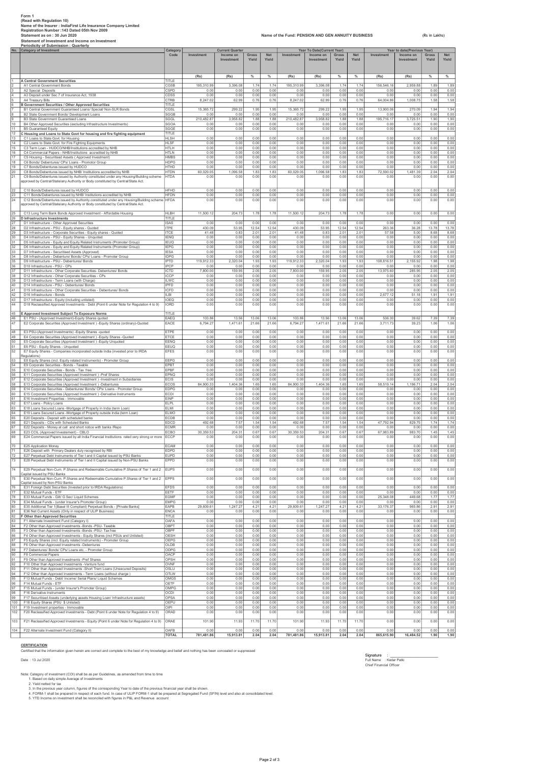Form 1
(Read with Regulation 10)
Name of the Insurer : IndiaFirst Life Insurance Company Limited
Registration Number :143 Dated 05th Nov 2009
Statement as on : 30 Jun 2020
Statement of Investment and Income on Investment
Periodicity of Submission : Quarterly

Name of the Fund: PENSION AND GEN ANNUITY BUSINESS

(Rs in Lakhs)

| No. | Category of Investment | Category Code | Current Quarter | | | | Year To Date(Current Year) | | | | Year to date(Previous Year) | | | |
|---|---|---|---|---|---|---|---|---|---|---|---|---|---|---|
| | | | Investment | Income on Investment | Gross Yield | Net Yield | Investment | Income on Investment | Gross Yield | Net Yield | Investment | Income on Investment | Gross Yield | Net Yield |
| | | | (Rs) | (Rs) | % | % | (Rs) | (Rs) | % | % | (Rs) | (Rs) | % | % |
| 1 | A Central Government Securities | TITLE | | | | | | | | | | | | |
| 2 | A1 Central Government Bonds | CGSB | 195,310.99 | 3,396.08 | 1.74 | 1.74 | 195,310.99 | 3,396.08 | 1.74 | 1.74 | 156,546.16 | 2,959.88 | 1.89 | 1.89 |
| 3 | A2 Special Deposits | CSPD | 0.00 | 0.00 | 0.00 | 0.00 | 0.00 | 0.00 | 0.00 | 0.00 | 0.00 | 0.00 | 0.00 | 0.00 |
| 4 | A3 Deposit under Sec 7 of Insurance Act, 1938 | CDSS | 0.00 | 0.00 | 0.00 | 0.00 | 0.00 | 0.00 | 0.00 | 0.00 | 0.00 | 0.00 | 0.00 | 0.00 |
| 5 | A4 Treasury Bills | CTRB | 8,247.02 | 62.99 | 0.76 | 0.76 | 8,247.02 | 62.99 | 0.76 | 0.76 | 64,004.86 | 1,008.75 | 1.58 | 1.58 |
| 6 | B Government Securities / Other Approved Securities | TITLE | | | | | | | | | | | | |
| 7 | B1 Central Government Guaranteed Loans/ Special/ Non-SLR Bonds | CGSL | 15,365.72 | 299.22 | 1.95 | 1.95 | 15,365.72 | 299.22 | 1.95 | 1.95 | 13,900.06 | 270.09 | 1.94 | 1.94 |
| 8 | B2 State Government Bonds/ Development Loans | SGGB | 0.00 | 0.00 | 0.00 | 0.00 | 0.00 | 0.00 | 0.00 | 0.00 | 0.00 | 0.00 | 0.00 | 0.00 |
| 9 | B3 State Government Guaranteed Loans | SGGL | 210,482.87 | 3,958.82 | 1.88 | 1.88 | 210,482.87 | 3,958.82 | 1.88 | 1.88 | 195,716.17 | 3,725.51 | 1.90 | 1.90 |
| 10 | B4 Other Approved Securities (excluding Infrastructure Investments) | SGOA | 0.00 | 0.00 | 0.00 | 0.00 | 0.00 | 0.00 | 0.00 | 0.00 | 0.00 | 0.00 | 0.00 | 0.00 |
| 11 | B5 Guaranteed Equity | SGGE | 0.00 | 0.00 | 0.00 | 0.00 | 0.00 | 0.00 | 0.00 | 0.00 | 0.00 | 0.00 | 0.00 | 0.00 |
| 12 | C Housing and Loans to State Govt for housing and fire fighting equipment | TITLE | | | | | | | | | | | | |
| 13 | C1 Loans to State Govt. for Housing | HLSH | 0.00 | 0.00 | 0.00 | 0.00 | 0.00 | 0.00 | 0.00 | 0.00 | 0.00 | 0.00 | 0.00 | 0.00 |
| 14 | C2 Loans to State Govt. for Fire Fighting Equipments | HLSF | 0.00 | 0.00 | 0.00 | 0.00 | 0.00 | 0.00 | 0.00 | 0.00 | 0.00 | 0.00 | 0.00 | 0.00 |
| 15 | C3 Term Loan - HUDCO/NHB/Institutions accredited by NHB | HTLH | 0.00 | 0.00 | 0.00 | 0.00 | 0.00 | 0.00 | 0.00 | 0.00 | 0.00 | 0.00 | 0.00 | 0.00 |
| 16 | C4 Commercial Papers - NHB/Institutions accredited by NHB | HTLN | 0.00 | 0.00 | 0.00 | 0.00 | 0.00 | 0.00 | 0.00 | 0.00 | 0.00 | 0.00 | 0.00 | 0.00 |
| 17 | C5 Housing - Securitised Assets ( Approved Investment) | HMBS | 0.00 | 0.00 | 0.00 | 0.00 | 0.00 | 0.00 | 0.00 | 0.00 | 0.00 | 0.00 | 0.00 | 0.00 |
| 18 | C6 Bonds/ Debentures/ CPs/ Loans - Promotor Group | HDPG | 0.00 | 0.00 | 0.00 | 0.00 | 0.00 | 0.00 | 0.00 | 0.00 | 0.00 | 0.00 | 0.00 | 0.00 |
| 19 | C7 Bonds/Debentures issued by HUDCO | HTHD | 0.00 | 0.00 | 0.00 | 0.00 | 0.00 | 0.00 | 0.00 | 0.00 | 0.00 | 0.00 | 0.00 | 0.00 |
| 20 | C8 Bonds/Debentures issued by NHB/ Institutions accredited by NHB | HTDN | 60,029.05 | 1,096.58 | 1.83 | 1.83 | 60,029.05 | 1,096.58 | 1.83 | 1.83 | 72,590.02 | 1,481.39 | 2.04 | 2.04 |
| 21 | C9 Bonds/Debentures issued by Authority constituted under any Housing/Building scheme approved by Central/State/any Authority or Body constituted by Central/State Act. | HTDA | 0.00 | 0.00 | 0.00 | 0.00 | 0.00 | 0.00 | 0.00 | 0.00 | 0.00 | 0.00 | 0.00 | 0.00 |
| 22 | C10 Bonds/Debentures issued by HUDCO | HFHD | 0.00 | 0.00 | 0.00 | 0.00 | 0.00 | 0.00 | 0.00 | 0.00 | 0.00 | 0.00 | 0.00 | 0.00 |
| 23 | C11 Bonds/Debentures issued by NHB/ Institutions accredited by NHB | HFDN | 0.00 | 0.00 | 0.00 | 0.00 | 0.00 | 0.00 | 0.00 | 0.00 | 0.00 | 0.00 | 0.00 | 0.00 |
| 24 | C12 Bonds/Debentures issued by Authority constituted under any Housing/Building scheme approved by Central/State/any Authority or Body constituted by Central/State Act. | HFDA | 0.00 | 0.00 | 0.00 | 0.00 | 0.00 | 0.00 | 0.00 | 0.00 | 0.00 | 0.00 | 0.00 | 0.00 |
| 25 | C13 Long Term Bank Bonds Approved Investment - Affordable Housing | HLBH | 11,500.12 | 204.73 | 1.78 | 1.78 | 11,500.12 | 204.73 | 1.78 | 1.78 | 0.00 | 0.00 | 0.00 | 0.00 |
| 26 | D Infrastructure Investments | TITLE | | | | | | | | | | | | |
| 27 | D1 Infrastructure - Other Approved Securities | ISAS | 0.00 | 0.00 | 0.00 | 0.00 | 0.00 | 0.00 | 0.00 | 0.00 | 0.00 | 0.00 | 0.00 | 0.00 |
| 28 | D2 Infrastructure - PSU - Equity shares - Quoted | ITPE | 430.09 | 53.95 | 12.54 | 12.54 | 430.09 | 53.95 | 12.54 | 12.54 | 263.36 | 36.28 | 13.78 | 13.78 |
| 29 | D3 Infrastructure - Corporate Securities - Equity shares - Quoted | ITCE | 41.48 | 0.83 | 2.01 | 2.01 | 41.48 | 0.83 | 2.01 | 2.01 | 57.58 | 5.00 | 8.68 | 8.68 |
| 30 | D4 Infrastructure - PSU - Equity Shares - Unquoted | IENQ | 0.00 | 0.00 | 0.00 | 0.00 | 0.00 | 0.00 | 0.00 | 0.00 | 0.00 | 0.00 | 0.00 | 0.00 |
| 31 | D5 Infrastructure - Equity and Equity Related Instruments (Promoter Group) | IEUQ | 0.00 | 0.00 | 0.00 | 0.00 | 0.00 | 0.00 | 0.00 | 0.00 | 0.00 | 0.00 | 0.00 | 0.00 |
| 32 | D6 Infrastructure - Equity and Equity Related Instruments (Promoter Group) | IEPG | 0.00 | 0.00 | 0.00 | 0.00 | 0.00 | 0.00 | 0.00 | 0.00 | 0.00 | 0.00 | 0.00 | 0.00 |
| 33 | D7 Infrastructure - Securitised Assets (Approved) | IESA | 0.00 | 0.00 | 0.00 | 0.00 | 0.00 | 0.00 | 0.00 | 0.00 | 0.00 | 0.00 | 0.00 | 0.00 |
| 34 | D8 Infrastructure - Debenture/ Bonds/ CPs/ Loans - Promoter Group | IDPG | 0.00 | 0.00 | 0.00 | 0.00 | 0.00 | 0.00 | 0.00 | 0.00 | 0.00 | 0.00 | 0.00 | 0.00 |
| 35 | D9 Infrastructure - PSU - Debentures/ Bonds | IPTD | 119,912.33 | 2,320.04 | 1.93 | 1.93 | 119,912.33 | 2,320.04 | 1.93 | 1.93 | 108,816.51 | 2,155.92 | 1.98 | 1.98 |
| 36 | D10 Infrastructure - PSU - CPs | IPCP | 0.00 | 0.00 | 0.00 | 0.00 | 0.00 | 0.00 | 0.00 | 0.00 | 0.00 | 0.00 | 0.00 | 0.00 |
| 37 | D11 Infrastructure - Other Corporate Securities- Debentures/ Bonds | ICTD | 7,800.00 | 159.95 | 2.05 | 2.05 | 7,800.00 | 159.95 | 2.05 | 2.05 | 13,975.60 | 285.96 | 2.05 | 2.05 |
| 38 | D12 Infrastructure - Other Corporate Securities - CPs | ICCP | 0.00 | 0.00 | 0.00 | 0.00 | 0.00 | 0.00 | 0.00 | 0.00 | 0.00 | 0.00 | 0.00 | 0.00 |
| 39 | D13 Infrastructure - Term Loans (with Charge) | ILWC | 0.00 | 0.00 | 0.00 | 0.00 | 0.00 | 0.00 | 0.00 | 0.00 | 0.00 | 0.00 | 0.00 | 0.00 |
| 40 | D14 Infrastructure - PSU - Debentures/ Bonds | IPFD | 0.00 | 0.00 | 0.00 | 0.00 | 0.00 | 0.00 | 0.00 | 0.00 | 0.00 | 0.00 | 0.00 | 0.00 |
| 41 | D15 Infrastructure - Other Corporate Securities - Debentures/ Bonds | ICFD | 0.00 | 0.00 | 0.00 | 0.00 | 0.00 | 0.00 | 0.00 | 0.00 | 0.00 | 0.00 | 0.00 | 0.00 |
| 42 | D16 Infrastructure - Bonds | ILBI | 0.00 | 0.00 | 0.00 | 0.00 | 0.00 | 0.00 | 0.00 | 0.00 | 2,677.12 | 51.18 | 1.91 | 1.91 |
| 43 | D17 Infrastructure - Equity (including unlisted) | IOEQ | 0.00 | 0.00 | 0.00 | 0.00 | 0.00 | 0.00 | 0.00 | 0.00 | 0.00 | 0.00 | 0.00 | 0.00 |
| 44 | D18 Reclassified Approved Investments - Debt (Point 6 under Note for Regulation 4 to 9) | IORD | 0.00 | 0.00 | 0.00 | 0.00 | 0.00 | 0.00 | 0.00 | 0.00 | 0.00 | 0.00 | 0.00 | 0.00 |
| 45 | E Approved Investment Subject To Exposure Norms | TITLE | | | | | | | | | | | | |
| 46 | E1 PSU - (Approved Investment)-Equity Shares quoted | EAEQ | 103.86 | 13.56 | 13.06 | 13.06 | 103.86 | 13.56 | 13.06 | 13.06 | 536.30 | 39.62 | 7.39 | 7.39 |
| 47 | E2 Corporate Securities (Approved Investment ) -Equity Shares (ordinary)-Quoted | EACE | 6,794.27 | 1,471.61 | 21.66 | 21.66 | 6,794.27 | 1,471.61 | 21.66 | 21.66 | 3,711.73 | 39.23 | 1.06 | 1.06 |
| 48 | E3 PSU-(Approved Investments) -Equity Shares -quoted | ETPE | 0.00 | 0.00 | 0.00 | 0.00 | 0.00 | 0.00 | 0.00 | 0.00 | 0.00 | 0.00 | 0.00 | 0.00 |
| 49 | E4 Corporate Securities (Approved Investment ) -Equity Shares -Quoted | ETCE | 0.00 | 0.00 | 0.00 | 0.00 | 0.00 | 0.00 | 0.00 | 0.00 | 0.00 | 0.00 | 0.00 | 0.00 |
| 50 | E5 Corporate Securities (Approved Investment ) -Equity Unquoted | EENQ | 0.00 | 0.00 | 0.00 | 0.00 | 0.00 | 0.00 | 0.00 | 0.00 | 0.00 | 0.00 | 0.00 | 0.00 |
| 51 | E6 PSU - Equity Shares - Unquoted | EEUQ | 0.00 | 0.00 | 0.00 | 0.00 | 0.00 | 0.00 | 0.00 | 0.00 | 0.00 | 0.00 | 0.00 | 0.00 |
| 52 | E7 Equity Shares - Companies incorporated outside India (invested prior to IRDA Regulations) | EFES | 0.00 | 0.00 | 0.00 | 0.00 | 0.00 | 0.00 | 0.00 | 0.00 | 0.00 | 0.00 | 0.00 | 0.00 |
| 53 | E8 Equity Shares (incl. Equity related Instruments) - Promoter Group | EEPG | 0.00 | 0.00 | 0.00 | 0.00 | 0.00 | 0.00 | 0.00 | 0.00 | 0.00 | 0.00 | 0.00 | 0.00 |
| 54 | E9 Corporate Securities - Bonds - Taxable | EPBT | 0.00 | 0.00 | 0.00 | 0.00 | 0.00 | 0.00 | 0.00 | 0.00 | 0.00 | 0.00 | 0.00 | 0.00 |
| 55 | E10 Corporate Securities - Bonds - Tax free | EPBF | 0.00 | 0.00 | 0.00 | 0.00 | 0.00 | 0.00 | 0.00 | 0.00 | 0.00 | 0.00 | 0.00 | 0.00 |
| 56 | E11 Corporate Securities (Approved Investment ) -Pref Shares | EPNQ | 0.00 | 0.00 | 0.00 | 0.00 | 0.00 | 0.00 | 0.00 | 0.00 | 0.00 | 0.00 | 0.00 | 0.00 |
| 57 | E12 Corporate Securities (Approved Investment ) -Investment in Subsidiaries | ECIS | 0.00 | 0.00 | 0.00 | 0.00 | 0.00 | 0.00 | 0.00 | 0.00 | 0.00 | 0.00 | 0.00 | 0.00 |
| 58 | E13 Corporate Securities (Approved Investment ) -Debentures | ECOS | 84,900.33 | 1,404.36 | 1.65 | 1.65 | 84,900.33 | 1,404.36 | 1.65 | 1.65 | 58,519.14 | 1,196.71 | 2.04 | 2.04 |
| 59 | E14 Corporate Securities - Debentures/ Bonds/ CPs/ Loans - Promoter Group | EDPG | 0.00 | 0.00 | 0.00 | 0.00 | 0.00 | 0.00 | 0.00 | 0.00 | 0.00 | 0.00 | 0.00 | 0.00 |
| 60 | E15 Corporate Securities (Approved Investment ) -Derivative Instruments | ECDI | 0.00 | 0.00 | 0.00 | 0.00 | 0.00 | 0.00 | 0.00 | 0.00 | 0.00 | 0.00 | 0.00 | 0.00 |
| 61 | E16 Investment Properties - Immovable | EINP | 0.00 | 0.00 | 0.00 | 0.00 | 0.00 | 0.00 | 0.00 | 0.00 | 0.00 | 0.00 | 0.00 | 0.00 |
| 62 | E17 Loans - Policy Loans | ELPL | 0.00 | 0.00 | 0.00 | 0.00 | 0.00 | 0.00 | 0.00 | 0.00 | 0.00 | 0.00 | 0.00 | 0.00 |
| 63 | E18 Loans Secured Loans -Mortgage of Property in India (term Loan) | ELMI | 0.00 | 0.00 | 0.00 | 0.00 | 0.00 | 0.00 | 0.00 | 0.00 | 0.00 | 0.00 | 0.00 | 0.00 |
| 64 | E19 Loans Secured Loans -Mortgage of Property outside India (term Loan) | ELMO | 0.00 | 0.00 | 0.00 | 0.00 | 0.00 | 0.00 | 0.00 | 0.00 | 0.00 | 0.00 | 0.00 | 0.00 |
| 65 | E20 Deposits - Deposit with scheduled banks | ECDB | 0.00 | 0.00 | 0.00 | 0.00 | 0.00 | 0.00 | 0.00 | 0.00 | 0.00 | 0.00 | 0.00 | 0.00 |
| 66 | E21 Deposits - CDs with Scheduled Banks | EDCD | 492.68 | 7.57 | 1.54 | 1.54 | 492.68 | 7.57 | 1.54 | 1.54 | 47,792.94 | 829.75 | 1.74 | 1.74 |
| 67 | E22 Deposits - Money at call and short notice with banks /Repo | ECMR | 0.00 | 0.00 | 0.00 | 0.00 | 0.00 | 0.00 | 0.00 | 0.00 | 0.00 | 0.00 | 0.00 | 0.00 |
| 68 | E23 CCIL (Approved Investement) - CBLO | ECBO | 30,359.53 | 204.31 | 0.67 | 0.67 | 30,359.53 | 204.31 | 0.67 | 0.67 | 67,983.89 | 983.70 | 1.45 | 1.45 |
| 69 | E24 Commercial Papers issued by all India Financial Institutions rated very strong or more | ECCP | 0.00 | 0.00 | 0.00 | 0.00 | 0.00 | 0.00 | 0.00 | 0.00 | 0.00 | 0.00 | 0.00 | 0.00 |
| 70 | E25 Application Money | ECAM | 0.00 | 0.00 | 0.00 | 0.00 | 0.00 | 0.00 | 0.00 | 0.00 | 0.00 | 0.00 | 0.00 | 0.00 |
| 71 | E26 Deposit with Primary Dealers duly recognised by RBI | EDPD | 0.00 | 0.00 | 0.00 | 0.00 | 0.00 | 0.00 | 0.00 | 0.00 | 0.00 | 0.00 | 0.00 | 0.00 |
| 72 | E27 Perpetual Debt Instruments of Tier I and II Capital issued by PSU Banks | EUPD | 0.00 | 0.00 | 0.00 | 0.00 | 0.00 | 0.00 | 0.00 | 0.00 | 0.00 | 0.00 | 0.00 | 0.00 |
| 73 | E28 Perpetual Debt Instruments of Tier I and II Capital issued by Non-PSU Banks | EPPD | 0.00 | 0.00 | 0.00 | 0.00 | 0.00 | 0.00 | 0.00 | 0.00 | 0.00 | 0.00 | 0.00 | 0.00 |
| 74 | E29 Perpetual Non-Cum. P.Shares and Redeemable Cumulative P.Shares of Tier 1 and 2 Capital issued by PSU Banks | EUPS | 0.00 | 0.00 | 0.00 | 0.00 | 0.00 | 0.00 | 0.00 | 0.00 | 0.00 | 0.00 | 0.00 | 0.00 |
| 75 | E30 Perpetual Non-Cum. P.Shares and Redeemable Cumulative P.Shares of Tier 1 and 2 Capital issued by Non-PSU Banks | EPPS | 0.00 | 0.00 | 0.00 | 0.00 | 0.00 | 0.00 | 0.00 | 0.00 | 0.00 | 0.00 | 0.00 | 0.00 |
| 76 | E31 Foreign Debt Securities (Invested prior to IRDA Regulations) | EFDS | 0.00 | 0.00 | 0.00 | 0.00 | 0.00 | 0.00 | 0.00 | 0.00 | 0.00 | 0.00 | 0.00 | 0.00 |
| 77 | E32 Mutual Funds - ETF | EETF | 0.00 | 0.00 | 0.00 | 0.00 | 0.00 | 0.00 | 0.00 | 0.00 | 0.00 | 0.00 | 0.00 | 0.00 |
| 78 | E33 Mutual Funds - Gilt/ G Sec/ Liquid Schemes | EGMF | 0.00 | 0.00 | 0.00 | 0.00 | 0.00 | 0.00 | 0.00 | 0.00 | 25,348.08 | 449.68 | 1.77 | 1.77 |
| 79 | E34 Mutual Funds - (under Insurer's Promoter Group) | EMPG | 0.00 | 0.00 | 0.00 | 0.00 | 0.00 | 0.00 | 0.00 | 0.00 | 0.00 | 0.00 | 0.00 | 0.00 |
| 80 | E35 Additional Tier 1(Basel III Compliant) Perpetual Bonds - [Private Banks] | EAPB | 29,609.61 | 1,247.27 | 4.21 | 4.21 | 29,609.61 | 1,247.27 | 4.21 | 4.21 | 33,176.37 | 965.86 | 2.91 | 2.91 |
| 81 | E36 Net Current Assets (Only in respect of ULIP Business) | ENCA | 0.00 | 0.00 | 0.00 | 0.00 | 0.00 | 0.00 | 0.00 | 0.00 | 0.00 | 0.00 | 0.00 | 0.00 |
| 82 | F Other than Approved Securities | TITLE | | | | | | | | | | | | |
| 83 | F1 Alternate Investment Fund (Category I) | OAFA | 0.00 | 0.00 | 0.00 | 0.00 | 0.00 | 0.00 | 0.00 | 0.00 | 0.00 | 0.00 | 0.00 | 0.00 |
| 84 | F2 Other than Approved Investments -Bonds -PSU- Taxable | OBPT | 0.00 | 0.00 | 0.00 | 0.00 | 0.00 | 0.00 | 0.00 | 0.00 | 0.00 | 0.00 | 0.00 | 0.00 |
| 85 | F3 Other than Approved Investments -Bonds -PSU- Tax free | OBPF | 0.00 | 0.00 | 0.00 | 0.00 | 0.00 | 0.00 | 0.00 | 0.00 | 0.00 | 0.00 | 0.00 | 0.00 |
| 86 | F4 Other than Approved Investments - Equity Shares (incl PSUs and Unlisted) | OESH | 0.00 | 0.00 | 0.00 | 0.00 | 0.00 | 0.00 | 0.00 | 0.00 | 0.00 | 0.00 | 0.00 | 0.00 |
| 87 | F5 Equity Shares (incl. Equity related Instruments) - Promoter Group | OEPG | 0.00 | 0.00 | 0.00 | 0.00 | 0.00 | 0.00 | 0.00 | 0.00 | 0.00 | 0.00 | 0.00 | 0.00 |
| 88 | F6 Other than Approved Investments -Debentures | OLDB | 0.00 | 0.00 | 0.00 | 0.00 | 0.00 | 0.00 | 0.00 | 0.00 | 0.00 | 0.00 | 0.00 | 0.00 |
| 89 | F7 Debentures/ Bonds/ CPs/ Loans etc. - Promoter Group | ODPG | 0.00 | 0.00 | 0.00 | 0.00 | 0.00 | 0.00 | 0.00 | 0.00 | 0.00 | 0.00 | 0.00 | 0.00 |
| 90 | F8 Commercial Papers | OACP | 0.00 | 0.00 | 0.00 | 0.00 | 0.00 | 0.00 | 0.00 | 0.00 | 0.00 | 0.00 | 0.00 | 0.00 |
| 91 | F9 Other than Approved Investments -Pref Shares | OPSH | 0.00 | 0.00 | 0.00 | 0.00 | 0.00 | 0.00 | 0.00 | 0.00 | 0.00 | 0.00 | 0.00 | 0.00 |
| 92 | F10 Other than Approved Investments -Venture fund | OVNF | 0.00 | 0.00 | 0.00 | 0.00 | 0.00 | 0.00 | 0.00 | 0.00 | 0.00 | 0.00 | 0.00 | 0.00 |
| 93 | F11 Other than Approved Investments -Short Trem Loans (Unsecured Deposits) | OSLU | 0.00 | 0.00 | 0.00 | 0.00 | 0.00 | 0.00 | 0.00 | 0.00 | 0.00 | 0.00 | 0.00 | 0.00 |
| 94 | F12 Other than Approved Investments - Term Loans (without charge ) | OTLW | 0.00 | 0.00 | 0.00 | 0.00 | 0.00 | 0.00 | 0.00 | 0.00 | 0.00 | 0.00 | 0.00 | 0.00 |
| 95 | F13 Mutual Funds - Debt/ Income/ Serial Plans/ Liquid Schemes | OMGS | 0.00 | 0.00 | 0.00 | 0.00 | 0.00 | 0.00 | 0.00 | 0.00 | 0.00 | 0.00 | 0.00 | 0.00 |
| 96 | F14 Mutual Funds - ETF | OETF | 0.00 | 0.00 | 0.00 | 0.00 | 0.00 | 0.00 | 0.00 | 0.00 | 0.00 | 0.00 | 0.00 | 0.00 |
| 97 | F15 Mutual Funds - (under Insurer's Promoter Group) | OMPG | 0.00 | 0.00 | 0.00 | 0.00 | 0.00 | 0.00 | 0.00 | 0.00 | 0.00 | 0.00 | 0.00 | 0.00 |
| 98 | F16 Derivative Instruments | OCDI | 0.00 | 0.00 | 0.00 | 0.00 | 0.00 | 0.00 | 0.00 | 0.00 | 0.00 | 0.00 | 0.00 | 0.00 |
| 99 | F17 Securitised Assets (underlying assets Housing Loan/ Infrastructure assets) | OPSA | 0.00 | 0.00 | 0.00 | 0.00 | 0.00 | 0.00 | 0.00 | 0.00 | 0.00 | 0.00 | 0.00 | 0.00 |
| 100 | F18 Equity Shares (PSU $ Unlisted) | OEPU | 0.00 | 0.00 | 0.00 | 0.00 | 0.00 | 0.00 | 0.00 | 0.00 | 0.00 | 0.00 | 0.00 | 0.00 |
| 101 | F19 Investment properties - Immovable | OIPI | 0.00 | 0.00 | 0.00 | 0.00 | 0.00 | 0.00 | 0.00 | 0.00 | 0.00 | 0.00 | 0.00 | 0.00 |
| 102 | F20 Reclassified Approved Investments - Debt (Point 6 under Note for Regulation 4 to 9) | ORAD | 0.00 | 0.00 | 0.00 | 0.00 | 0.00 | 0.00 | 0.00 | 0.00 | 0.00 | 0.00 | 0.00 | 0.00 |
| 103 | F21 Reclassified Approved Investments - Equity (Point 6 under Note for Regulation 4 to 9) | ORAE | 101.90 | 11.93 | 11.70 | 11.70 | 101.90 | 11.93 | 11.70 | 11.70 | 0.00 | 0.00 | 0.00 | 0.00 |
| 104 | F22 Alternate Investment Fund (Category II) | OAFB | 0.00 | 0.00 | 0.00 | 0.00 | 0.00 | 0.00 | 0.00 | 0.00 | 0.00 | 0.00 | 0.00 | 0.00 |
| | | TOTAL | 781,481.86 | 15,913.81 | 2.04 | 2.04 | 781,481.86 | 15,913.81 | 2.04 | 2.04 | 865,615.90 | 16,484.52 | 1.90 | 1.90 |

**CERTIFICATION**

Certified that the information given herein are correct and complete to the best of my knowledge and belief and nothing has been concealed or suppressed

Date : 13 Jul 2020

Signature : ______________________
Full Name : Kedar Patki
Chief Financial Officer

Note: Category of investment (COI) shall be as per Guidelines, as amended from time to time
1. Based on daily simple Average of Investments
2. Yield netted for tax
3. In the previous year column, figures of the corresponding Year to date of the previous financial year shall be shown.
4. FORM-1 shall be prepared in respect of each fund. In case of ULIP FORM-1 shall be prepared at Segregated Fund (SFIN) level and also at consolidated level.
5. YTD Income on investment shall be reconciled with figures in P&L and Revenue account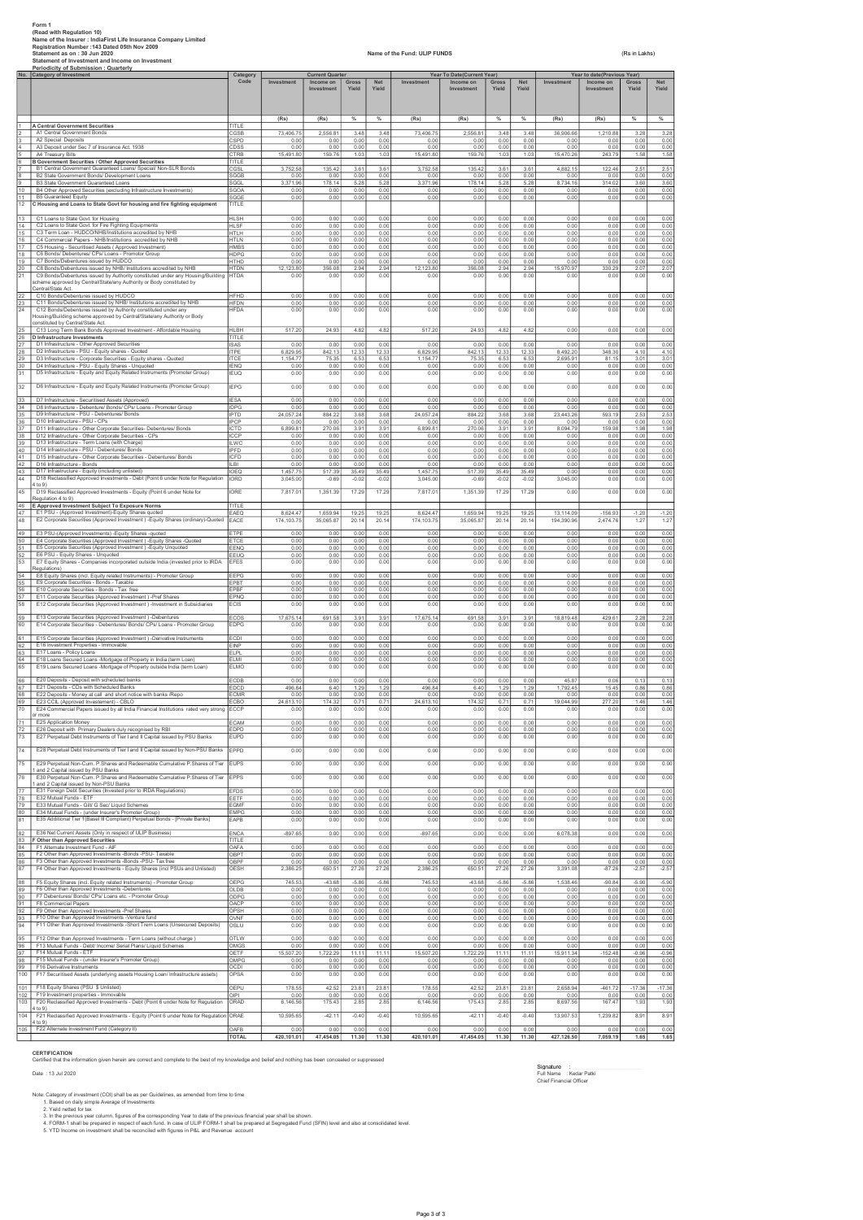Form 1
(Read with Regulation 10)
Name of the Insurer : IndiaFirst Life Insurance Company Limited
Registration Number :143 Dated 05th Nov 2009
Statement as on : 30 Jun 2020
Statement of Investment and Income on Investment
Periodicity of Submission : Quarterly

Name of the Fund: ULIP FUNDS

(Rs in Lakhs)

| No. | Category of Investment | Category Code | Current Quarter | | | | Year To Date(Current Year) | | | | Year to date(Previous Year) | | | |
|---|---|---|---|---|---|---|---|---|---|---|---|---|---|---|
| | | | Investment | Income on Investment | Gross Yield | Net Yield | Investment | Income on Investment | Gross Yield | Net Yield | Investment | Income on Investment | Gross Yield | Net Yield |
| | | | (Rs) | (Rs) | % | % | (Rs) | (Rs) | % | % | (Rs) | (Rs) | % | % |
| 1 | A Central Government Securities | TITLE | | | | | | | | | | | | |
| 2 | A1 Central Government Bonds | CGSB | 73,406.75 | 2,556.81 | 3.48 | 3.48 | 73,406.75 | 2,556.81 | 3.48 | 3.48 | 36,906.66 | 1,210.88 | 3.28 | 3.28 |
| 3 | A2 Special Deposits | CSPD | 0.00 | 0.00 | 0.00 | 0.00 | 0.00 | 0.00 | 0.00 | 0.00 | 0.00 | 0.00 | 0.00 | 0.00 |
| 4 | A3 Deposit under Sec 7 of Insurance Act, 1938 | CDSS | 0.00 | 0.00 | 0.00 | 0.00 | 0.00 | 0.00 | 0.00 | 0.00 | 0.00 | 0.00 | 0.00 | 0.00 |
| 5 | A4 Treasury Bills | CTRB | 15,491.80 | 159.76 | 1.03 | 1.03 | 15,491.80 | 159.76 | 1.03 | 1.03 | 15,470.26 | 243.79 | 1.58 | 1.58 |
| 6 | B Government Securities / Other Approved Securities | TITLE | | | | | | | | | | | | |
| 7 | B1 Central Government Guaranteed Loans/ Special/ Non-SLR Bonds | CGSL | 3,752.58 | 135.42 | 3.61 | 3.61 | 3,752.58 | 135.42 | 3.61 | 3.61 | 4,882.15 | 122.46 | 2.51 | 2.51 |
| 8 | B2 State Government Bonds/ Development Loans | SGGB | 0.00 | 0.00 | 0.00 | 0.00 | 0.00 | 0.00 | 0.00 | 0.00 | 0.00 | 0.00 | 0.00 | 0.00 |
| 9 | B3 State Government Guaranteed Loans | SGGL | 3,371.96 | 178.14 | 5.28 | 5.28 | 3,371.96 | 178.14 | 5.28 | 5.28 | 8,734.16 | 314.02 | 3.60 | 3.60 |
| 10 | B4 Other Approved Securities (excluding Infrastructure Investments) | SGOA | 0.00 | 0.00 | 0.00 | 0.00 | 0.00 | 0.00 | 0.00 | 0.00 | 0.00 | 0.00 | 0.00 | 0.00 |
| 11 | B5 Guaranteed Equity | SGGE | 0.00 | 0.00 | 0.00 | 0.00 | 0.00 | 0.00 | 0.00 | 0.00 | 0.00 | 0.00 | 0.00 | 0.00 |
| 12 | C Housing and Loans to State Govt for housing and fire fighting equipment | TITLE | | | | | | | | | | | | |
| 13 | C1 Loans to State Govt. for Housing | HLSH | 0.00 | 0.00 | 0.00 | 0.00 | 0.00 | 0.00 | 0.00 | 0.00 | 0.00 | 0.00 | 0.00 | 0.00 |
| 14 | C2 Loans to State Govt. for Fire Fighting Equipments | HLSF | 0.00 | 0.00 | 0.00 | 0.00 | 0.00 | 0.00 | 0.00 | 0.00 | 0.00 | 0.00 | 0.00 | 0.00 |
| 15 | C3 Term Loan - HUDCO/NHB/Institutions accredited by NHB | HTLH | 0.00 | 0.00 | 0.00 | 0.00 | 0.00 | 0.00 | 0.00 | 0.00 | 0.00 | 0.00 | 0.00 | 0.00 |
| 16 | C4 Commercial Papers - NHB/Institutions accredited by NHB | HTLN | 0.00 | 0.00 | 0.00 | 0.00 | 0.00 | 0.00 | 0.00 | 0.00 | 0.00 | 0.00 | 0.00 | 0.00 |
| 17 | C5 Housing - Securitised Assets ( Approved Investment) | HMBS | 0.00 | 0.00 | 0.00 | 0.00 | 0.00 | 0.00 | 0.00 | 0.00 | 0.00 | 0.00 | 0.00 | 0.00 |
| 18 | C6 Bonds/ Debentures/ CPs/ Loans - Promotor Group | HDPG | 0.00 | 0.00 | 0.00 | 0.00 | 0.00 | 0.00 | 0.00 | 0.00 | 0.00 | 0.00 | 0.00 | 0.00 |
| 19 | C7 Bonds/Debentures issued by HUDCO | HTHD | 0.00 | 0.00 | 0.00 | 0.00 | 0.00 | 0.00 | 0.00 | 0.00 | 0.00 | 0.00 | 0.00 | 0.00 |
| 20 | C8 Bonds/Debentures issued by NHB/ Institutions accredited by NHB | HTDN | 12,123.80 | 356.08 | 2.94 | 2.94 | 12,123.80 | 356.08 | 2.94 | 2.94 | 15,970.97 | 330.29 | 2.07 | 2.07 |
| 21 | C9 Bonds/Debentures issued by Authority constituted under any Housing/Building scheme approved by Central/State/any Authority or Body constituted by Central/State Act. | HTDA | 0.00 | 0.00 | 0.00 | 0.00 | 0.00 | 0.00 | 0.00 | 0.00 | 0.00 | 0.00 | 0.00 | 0.00 |
| 22 | C10 Bonds/Debentures issued by HUDCO | HFHD | 0.00 | 0.00 | 0.00 | 0.00 | 0.00 | 0.00 | 0.00 | 0.00 | 0.00 | 0.00 | 0.00 | 0.00 |
| 23 | C11 Bonds/Debentures issued by NHB/ Institutions accredited by NHB | HFDN | 0.00 | 0.00 | 0.00 | 0.00 | 0.00 | 0.00 | 0.00 | 0.00 | 0.00 | 0.00 | 0.00 | 0.00 |
| 24 | C12 Bonds/Debentures issued by Authority constituted under any Housing/Building scheme approved by Central/State/any Authority or Body constituted by Central/State Act. | HFDA | 0.00 | 0.00 | 0.00 | 0.00 | 0.00 | 0.00 | 0.00 | 0.00 | 0.00 | 0.00 | 0.00 | 0.00 |
| 25 | C13 Long Term Bank Bonds Approved Investment - Affordable Housing | HLBH | 517.20 | 24.93 | 4.82 | 4.82 | 517.20 | 24.93 | 4.82 | 4.82 | 0.00 | 0.00 | 0.00 | 0.00 |
| 26 | D Infrastructure Investments | TITLE | | | | | | | | | | | | |
| 27 | D1 Infrastructure - Other Approved Securities | ISAS | 0.00 | 0.00 | 0.00 | 0.00 | 0.00 | 0.00 | 0.00 | 0.00 | 0.00 | 0.00 | 0.00 | 0.00 |
| 28 | D2 Infrastructure - PSU - Equity shares - Quoted | ITPE | 6,829.95 | 842.13 | 12.33 | 12.33 | 6,829.95 | 842.13 | 12.33 | 12.33 | 8,492.20 | 348.30 | 4.10 | 4.10 |
| 29 | D3 Infrastructure - Corporate Securities - Equity shares - Quoted | ITCE | 1,154.77 | 75.35 | 6.53 | 6.53 | 1,154.77 | 75.35 | 6.53 | 6.53 | 2,695.91 | 81.15 | 3.01 | 3.01 |
| 30 | D4 Infrastructure - PSU - Equity Shares - Unquoted | IENQ | 0.00 | 0.00 | 0.00 | 0.00 | 0.00 | 0.00 | 0.00 | 0.00 | 0.00 | 0.00 | 0.00 | 0.00 |
| 31 | D5 Infrastructure - Equity and Equity Related Instruments (Promoter Group) | IEUQ | 0.00 | 0.00 | 0.00 | 0.00 | 0.00 | 0.00 | 0.00 | 0.00 | 0.00 | 0.00 | 0.00 | 0.00 |
| 32 | D6 Infrastructure - Equity and Equity Related Instruments (Promoter Group) | IEPG | 0.00 | 0.00 | 0.00 | 0.00 | 0.00 | 0.00 | 0.00 | 0.00 | 0.00 | 0.00 | 0.00 | 0.00 |
| 33 | D7 Infrastructure - Securitised Assets (Approved) | IESA | 0.00 | 0.00 | 0.00 | 0.00 | 0.00 | 0.00 | 0.00 | 0.00 | 0.00 | 0.00 | 0.00 | 0.00 |
| 34 | D8 Infrastructure - Debenture/ Bonds/ CPs/ Loans - Promoter Group | IDPG | 0.00 | 0.00 | 0.00 | 0.00 | 0.00 | 0.00 | 0.00 | 0.00 | 0.00 | 0.00 | 0.00 | 0.00 |
| 35 | D9 Infrastructure - PSU - Debentures/ Bonds | IPTD | 24,057.24 | 884.22 | 3.68 | 3.68 | 24,057.24 | 884.22 | 3.68 | 3.68 | 23,443.26 | 593.19 | 2.53 | 2.53 |
| 36 | D10 Infrastructure - PSU - CPs | IPCP | 0.00 | 0.00 | 0.00 | 0.00 | 0.00 | 0.00 | 0.00 | 0.00 | 0.00 | 0.00 | 0.00 | 0.00 |
| 37 | D11 Infrastructure - Other Corporate Securities- Debentures/ Bonds | ICTD | 6,899.81 | 270.06 | 3.91 | 3.91 | 6,899.81 | 270.06 | 3.91 | 3.91 | 8,094.79 | 159.98 | 1.98 | 1.98 |
| 38 | D12 Infrastructure - Other Corporate Securities - CPs | ICCP | 0.00 | 0.00 | 0.00 | 0.00 | 0.00 | 0.00 | 0.00 | 0.00 | 0.00 | 0.00 | 0.00 | 0.00 |
| 39 | D13 Infrastructure - Term Loans (with Charge) | ILWC | 0.00 | 0.00 | 0.00 | 0.00 | 0.00 | 0.00 | 0.00 | 0.00 | 0.00 | 0.00 | 0.00 | 0.00 |
| 40 | D14 Infrastructure - PSU - Debentures/ Bonds | IPFD | 0.00 | 0.00 | 0.00 | 0.00 | 0.00 | 0.00 | 0.00 | 0.00 | 0.00 | 0.00 | 0.00 | 0.00 |
| 41 | D15 Infrastructure - Other Corporate Securities - Debentures/ Bonds | ICFD | 0.00 | 0.00 | 0.00 | 0.00 | 0.00 | 0.00 | 0.00 | 0.00 | 0.00 | 0.00 | 0.00 | 0.00 |
| 42 | D16 Infrastructure - Bonds | ILBI | 0.00 | 0.00 | 0.00 | 0.00 | 0.00 | 0.00 | 0.00 | 0.00 | 0.00 | 0.00 | 0.00 | 0.00 |
| 43 | D17 Infrastructure - Equity (including unlisted) | IOEQ | 1,457.75 | 517.39 | 35.49 | 35.49 | 1,457.75 | 517.39 | 35.49 | 35.49 | 0.00 | 0.00 | 0.00 | 0.00 |
| 44 | D18 Reclassified Approved Investments - Debt (Point 6 under Note for Regulation 4 to 9) | IORD | 3,045.00 | -0.69 | -0.02 | -0.02 | 3,045.00 | -0.69 | -0.02 | -0.02 | 3,045.00 | 0.00 | 0.00 | 0.00 |
| 45 | D19 Reclassified Approved Investments - Equity (Point 6 under Note for Regulation 4 to 9) | IORE | 7,817.01 | 1,351.39 | 17.29 | 17.29 | 7,817.01 | 1,351.39 | 17.29 | 17.29 | 0.00 | 0.00 | 0.00 | 0.00 |
| 46 | E Approved Investment Subject To Exposure Norms | TITLE | | | | | | | | | | | | |
| 47 | E1 PSU - (Approved Investment)-Equity Shares quoted | EAEQ | 8,624.47 | 1,659.94 | 19.25 | 19.25 | 8,624.47 | 1,659.94 | 19.25 | 19.25 | 13,114.09 | -156.93 | -1.20 | -1.20 |
| 48 | E2 Corporate Securities (Approved Investment ) -Equity Shares (ordinary)-Quoted | EACE | 174,103.75 | 35,065.87 | 20.14 | 20.14 | 174,103.75 | 35,065.87 | 20.14 | 20.14 | 194,390.96 | 2,474.78 | 1.27 | 1.27 |
| 49 | E3 PSU-(Approved Investments) -Equity Shares -quoted | ETPE | 0.00 | 0.00 | 0.00 | 0.00 | 0.00 | 0.00 | 0.00 | 0.00 | 0.00 | 0.00 | 0.00 | 0.00 |
| 50 | E4 Corporate Securities (Approved Investment ) -Equity Shares -Quoted | ETCE | 0.00 | 0.00 | 0.00 | 0.00 | 0.00 | 0.00 | 0.00 | 0.00 | 0.00 | 0.00 | 0.00 | 0.00 |
| 51 | E5 Corporate Securities (Approved Investment ) -Equity Unquoted | EENQ | 0.00 | 0.00 | 0.00 | 0.00 | 0.00 | 0.00 | 0.00 | 0.00 | 0.00 | 0.00 | 0.00 | 0.00 |
| 52 | E6 PSU - Equity Shares - Unquoted | EEUQ | 0.00 | 0.00 | 0.00 | 0.00 | 0.00 | 0.00 | 0.00 | 0.00 | 0.00 | 0.00 | 0.00 | 0.00 |
| 53 | E7 Equity Shares - Companies incorporated outside India (invested prior to IRDA Regulations) | EFES | 0.00 | 0.00 | 0.00 | 0.00 | 0.00 | 0.00 | 0.00 | 0.00 | 0.00 | 0.00 | 0.00 | 0.00 |
| 54 | E8 Equity Shares (incl. Equity related Instruments) - Promoter Group | EEPG | 0.00 | 0.00 | 0.00 | 0.00 | 0.00 | 0.00 | 0.00 | 0.00 | 0.00 | 0.00 | 0.00 | 0.00 |
| 55 | E9 Corporate Securities - Bonds - Taxable | EPBT | 0.00 | 0.00 | 0.00 | 0.00 | 0.00 | 0.00 | 0.00 | 0.00 | 0.00 | 0.00 | 0.00 | 0.00 |
| 56 | E10 Corporate Securities - Bonds - Tax free | EPBF | 0.00 | 0.00 | 0.00 | 0.00 | 0.00 | 0.00 | 0.00 | 0.00 | 0.00 | 0.00 | 0.00 | 0.00 |
| 57 | E11 Corporate Securities (Approved Investment ) -Pref Shares | EPNQ | 0.00 | 0.00 | 0.00 | 0.00 | 0.00 | 0.00 | 0.00 | 0.00 | 0.00 | 0.00 | 0.00 | 0.00 |
| 58 | E12 Corporate Securities (Approved Investment ) -Investment in Subsidiaries | ECIS | 0.00 | 0.00 | 0.00 | 0.00 | 0.00 | 0.00 | 0.00 | 0.00 | 0.00 | 0.00 | 0.00 | 0.00 |
| 59 | E13 Corporate Securities (Approved Investment ) -Debentures | ECOS | 17,675.14 | 691.58 | 3.91 | 3.91 | 17,675.14 | 691.58 | 3.91 | 3.91 | 18,819.48 | 429.61 | 2.28 | 2.28 |
| 60 | E14 Corporate Securities - Debentures/ Bonds/ CPs/ Loans - Promoter Group | EDPG | 0.00 | 0.00 | 0.00 | 0.00 | 0.00 | 0.00 | 0.00 | 0.00 | 0.00 | 0.00 | 0.00 | 0.00 |
| 61 | E15 Corporate Securities (Approved Investment ) -Derivative Instruments | ECDI | 0.00 | 0.00 | 0.00 | 0.00 | 0.00 | 0.00 | 0.00 | 0.00 | 0.00 | 0.00 | 0.00 | 0.00 |
| 62 | E16 Investment Properties - Immovable | EINP | 0.00 | 0.00 | 0.00 | 0.00 | 0.00 | 0.00 | 0.00 | 0.00 | 0.00 | 0.00 | 0.00 | 0.00 |
| 63 | E17 Loans - Policy Loans | ELPL | 0.00 | 0.00 | 0.00 | 0.00 | 0.00 | 0.00 | 0.00 | 0.00 | 0.00 | 0.00 | 0.00 | 0.00 |
| 64 | E18 Loans Secured Loans -Mortgage of Property in India (term Loan) | ELMI | 0.00 | 0.00 | 0.00 | 0.00 | 0.00 | 0.00 | 0.00 | 0.00 | 0.00 | 0.00 | 0.00 | 0.00 |
| 65 | E19 Loans Secured Loans -Mortgage of Property outside India (term Loan) | ELMO | 0.00 | 0.00 | 0.00 | 0.00 | 0.00 | 0.00 | 0.00 | 0.00 | 0.00 | 0.00 | 0.00 | 0.00 |
| 66 | E20 Deposits - Deposit with scheduled banks | ECDB | 0.00 | 0.00 | 0.00 | 0.00 | 0.00 | 0.00 | 0.00 | 0.00 | 45.87 | 0.06 | 0.13 | 0.13 |
| 67 | E21 Deposits - CDs with Scheduled Banks | EDCD | 496.84 | 6.40 | 1.29 | 1.29 | 496.84 | 6.40 | 1.29 | 1.29 | 1,792.45 | 15.45 | 0.86 | 0.86 |
| 68 | E22 Deposits - Money at call and short notice with banks /Repo | ECMR | 0.00 | 0.00 | 0.00 | 0.00 | 0.00 | 0.00 | 0.00 | 0.00 | 0.00 | 0.00 | 0.00 | 0.00 |
| 69 | E23 CCIL (Approved Investement) - CBLO | ECBO | 24,613.10 | 174.32 | 0.71 | 0.71 | 24,613.10 | 174.32 | 0.71 | 0.71 | 19,044.99 | 277.20 | 1.46 | 1.46 |
| 70 | E24 Commercial Papers issued by all India Financial Institutions rated very strong or more | ECCP | 0.00 | 0.00 | 0.00 | 0.00 | 0.00 | 0.00 | 0.00 | 0.00 | 0.00 | 0.00 | 0.00 | 0.00 |
| 71 | E25 Application Money | ECAM | 0.00 | 0.00 | 0.00 | 0.00 | 0.00 | 0.00 | 0.00 | 0.00 | 0.00 | 0.00 | 0.00 | 0.00 |
| 72 | E26 Deposit with Primary Dealers duly recognised by RBI | EDPD | 0.00 | 0.00 | 0.00 | 0.00 | 0.00 | 0.00 | 0.00 | 0.00 | 0.00 | 0.00 | 0.00 | 0.00 |
| 73 | E27 Perpetual Debt Instruments of Tier I and II Capital issued by PSU Banks | EUPD | 0.00 | 0.00 | 0.00 | 0.00 | 0.00 | 0.00 | 0.00 | 0.00 | 0.00 | 0.00 | 0.00 | 0.00 |
| 74 | E28 Perpetual Debt Instruments of Tier I and II Capital issued by Non-PSU Banks | EPPD | 0.00 | 0.00 | 0.00 | 0.00 | 0.00 | 0.00 | 0.00 | 0.00 | 0.00 | 0.00 | 0.00 | 0.00 |
| 75 | E29 Perpetual Non-Cum. P.Shares and Redeemable Cumulative P.Shares of Tier 1 and 2 Capital issued by PSU Banks | EUPS | 0.00 | 0.00 | 0.00 | 0.00 | 0.00 | 0.00 | 0.00 | 0.00 | 0.00 | 0.00 | 0.00 | 0.00 |
| 76 | E30 Perpetual Non-Cum. P.Shares and Redeemable Cumulative P.Shares of Tier 1 and 2 Capital issued by Non-PSU Banks | EPPS | 0.00 | 0.00 | 0.00 | 0.00 | 0.00 | 0.00 | 0.00 | 0.00 | 0.00 | 0.00 | 0.00 | 0.00 |
| 77 | E31 Foreign Debt Securities (Invested prior to IRDA Regulations) | EFDS | 0.00 | 0.00 | 0.00 | 0.00 | 0.00 | 0.00 | 0.00 | 0.00 | 0.00 | 0.00 | 0.00 | 0.00 |
| 78 | E32 Mutual Funds - ETF | EETF | 0.00 | 0.00 | 0.00 | 0.00 | 0.00 | 0.00 | 0.00 | 0.00 | 0.00 | 0.00 | 0.00 | 0.00 |
| 79 | E33 Mutual Funds - Gilt/ G Sec/ Liquid Schemes | EGMF | 0.00 | 0.00 | 0.00 | 0.00 | 0.00 | 0.00 | 0.00 | 0.00 | 0.00 | 0.00 | 0.00 | 0.00 |
| 80 | E34 Mutual Funds - (under Insurer's Promoter Group) | EMPG | 0.00 | 0.00 | 0.00 | 0.00 | 0.00 | 0.00 | 0.00 | 0.00 | 0.00 | 0.00 | 0.00 | 0.00 |
| 81 | E35 Additional Tier 1(Basel III Compliant) Perpetual Bonds - [Private Banks] | EAPB | 0.00 | 0.00 | 0.00 | 0.00 | 0.00 | 0.00 | 0.00 | 0.00 | 0.00 | 0.00 | 0.00 | 0.00 |
| 82 | E36 Net Current Assets (Only in respect of ULIP Business) | ENCA | -897.65 | 0.00 | 0.00 | 0.00 | -897.65 | 0.00 | 0.00 | 0.00 | 6,078.38 | 0.00 | 0.00 | 0.00 |
| 83 | F Other than Approved Securities | TITLE | | | | | | | | | | | | |
| 84 | F1 Alternate Investment Fund - AIF | OAFA | 0.00 | 0.00 | 0.00 | 0.00 | 0.00 | 0.00 | 0.00 | 0.00 | 0.00 | 0.00 | 0.00 | 0.00 |
| 85 | F2 Other than Approved Investments -Bonds -PSU- Taxable | OBPT | 0.00 | 0.00 | 0.00 | 0.00 | 0.00 | 0.00 | 0.00 | 0.00 | 0.00 | 0.00 | 0.00 | 0.00 |
| 86 | F3 Other than Approved Investments -Bonds -PSU- Tax free | OBPF | 0.00 | 0.00 | 0.00 | 0.00 | 0.00 | 0.00 | 0.00 | 0.00 | 0.00 | 0.00 | 0.00 | 0.00 |
| 87 | F4 Other than Approved Investments - Equity Shares (incl PSUs and Unlisted) | OESH | 2,386.25 | 650.51 | 27.26 | 27.26 | 2,386.25 | 650.51 | 27.26 | 27.26 | 3,391.08 | -87.26 | -2.57 | -2.57 |
| 88 | F5 Equity Shares (incl. Equity related Instruments) - Promoter Group | OEPG | 745.53 | -43.68 | -5.86 | -5.86 | 745.53 | -43.68 | -5.86 | -5.86 | 1,538.46 | -90.84 | -5.90 | -5.90 |
| 89 | F6 Other than Approved Investments -Debentures | OLDB | 0.00 | 0.00 | 0.00 | 0.00 | 0.00 | 0.00 | 0.00 | 0.00 | 0.00 | 0.00 | 0.00 | 0.00 |
| 90 | F7 Debentures/ Bonds/ CPs/ Loans etc. - Promoter Group | ODPG | 0.00 | 0.00 | 0.00 | 0.00 | 0.00 | 0.00 | 0.00 | 0.00 | 0.00 | 0.00 | 0.00 | 0.00 |
| 91 | F8 Commercial Papers | OACP | 0.00 | 0.00 | 0.00 | 0.00 | 0.00 | 0.00 | 0.00 | 0.00 | 0.00 | 0.00 | 0.00 | 0.00 |
| 92 | F9 Other than Approved Investments -Pref Shares | OPSH | 0.00 | 0.00 | 0.00 | 0.00 | 0.00 | 0.00 | 0.00 | 0.00 | 0.00 | 0.00 | 0.00 | 0.00 |
| 93 | F10 Other than Approved Investments -Venture fund | OVNF | 0.00 | 0.00 | 0.00 | 0.00 | 0.00 | 0.00 | 0.00 | 0.00 | 0.00 | 0.00 | 0.00 | 0.00 |
| 94 | F11 Other than Approved Investments -Short Term Loans (Unsecured Deposits) | OSLU | 0.00 | 0.00 | 0.00 | 0.00 | 0.00 | 0.00 | 0.00 | 0.00 | 0.00 | 0.00 | 0.00 | 0.00 |
| 95 | F12 Other than Approved Investments - Term Loans (without charge ) | OTLW | 0.00 | 0.00 | 0.00 | 0.00 | 0.00 | 0.00 | 0.00 | 0.00 | 0.00 | 0.00 | 0.00 | 0.00 |
| 96 | F13 Mutual Funds - Debt/ Income/ Serial Plans/ Liquid Schemes | OMGS | 0.00 | 0.00 | 0.00 | 0.00 | 0.00 | 0.00 | 0.00 | 0.00 | 0.00 | 0.00 | 0.00 | 0.00 |
| 97 | F14 Mutual Funds - ETF | OETF | 15,507.20 | 1,722.29 | 11.11 | 11.11 | 15,507.20 | 1,722.29 | 11.11 | 11.11 | 15,911.34 | -152.48 | -0.96 | -0.96 |
| 98 | F15 Mutual Funds - (under Insurer's Promoter Group) | OMPG | 0.00 | 0.00 | 0.00 | 0.00 | 0.00 | 0.00 | 0.00 | 0.00 | 0.00 | 0.00 | 0.00 | 0.00 |
| 99 | F16 Derivative Instruments | OCDI | 0.00 | 0.00 | 0.00 | 0.00 | 0.00 | 0.00 | 0.00 | 0.00 | 0.00 | 0.00 | 0.00 | 0.00 |
| 100 | F17 Securitised Assets (underlying assets Housing Loan/ Infrastructure assets) | OPSA | 0.00 | 0.00 | 0.00 | 0.00 | 0.00 | 0.00 | 0.00 | 0.00 | 0.00 | 0.00 | 0.00 | 0.00 |
| 101 | F18 Equity Shares (PSU $ Unlisted) | OEPU | 178.55 | 42.52 | 23.81 | 23.81 | 178.55 | 42.52 | 23.81 | 23.81 | 2,658.94 | -461.72 | -17.36 | -17.36 |
| 102 | F19 Investment properties - Immovable | OIPI | 0.00 | 0.00 | 0.00 | 0.00 | 0.00 | 0.00 | 0.00 | 0.00 | 0.00 | 0.00 | 0.00 | 0.00 |
| 103 | F20 Reclassified Approved Investments - Debt (Point 6 under Note for Regulation 4 to 9) | ORAD | 6,146.56 | 175.43 | 2.85 | 2.85 | 6,146.56 | 175.43 | 2.85 | 2.85 | 8,697.56 | 167.47 | 1.93 | 1.93 |
| 104 | F21 Reclassified Approved Investments - Equity (Point 6 under Note for Regulation 4 to 9) | ORAE | 10,595.65 | -42.11 | -0.40 | -0.40 | 10,595.65 | -42.11 | -0.40 | -0.40 | 13,907.53 | 1,239.82 | 8.91 | 8.91 |
| 105 | F22 Alternate Investment Fund (Category II) | OAFB | 0.00 | 0.00 | 0.00 | 0.00 | 0.00 | 0.00 | 0.00 | 0.00 | 0.00 | 0.00 | 0.00 | 0.00 |
| | | TOTAL | 420,101.01 | 47,454.05 | 11.30 | 11.30 | 420,101.01 | 47,454.05 | 11.30 | 11.30 | 427,126.50 | 7,059.19 | 1.65 | 1.65 |

**CERTIFICATION**

Certified that the information given herein are correct and complete to the best of my knowledge and belief and nothing has been concealed or suppressed

Date : 13 Jul 2020

Signature :
Full Name : Kedar Patki
Chief Financial Officer

Note: Category of investment (COI) shall be as per Guidelines, as amended from time to time
1. Based on daily simple Average of Investments
2. Yield netted for tax
3. In the previous year column, figures of the corresponding Year to date of the previous financial year shall be shown.
4. FORM-1 shall be prepared in respect of each fund. In case of ULIP FORM-1 shall be prepared at Segregated Fund (SFIN) level and also at consolidated level.
5. YTD Income on investment shall be reconciled with figures in P&L and Revenue account